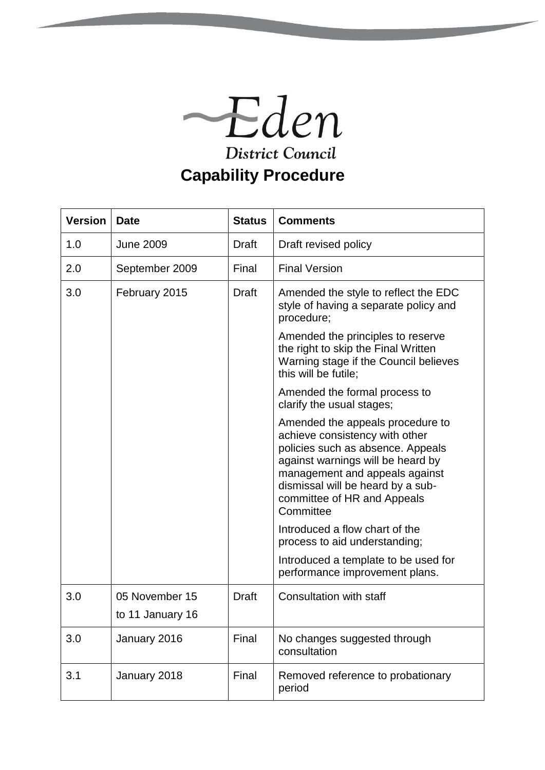Eden District Council

# Capability Procedure

| Version | Date | Status | Comments |
|---|---|---|---|
| 1.0 | June 2009 | Draft | Draft revised policy |
| 2.0 | September 2009 | Final | Final Version |
| 3.0 | February 2015 | Draft | Amended the style to reflect the EDC style of having a separate policy and procedure;<br><br>Amended the principles to reserve the right to skip the Final Written Warning stage if the Council believes this will be futile;<br><br>Amended the formal process to clarify the usual stages;<br><br>Amended the appeals procedure to achieve consistency with other policies such as absence. Appeals against warnings will be heard by management and appeals against dismissal will be heard by a sub-committee of HR and Appeals Committee<br><br>Introduced a flow chart of the process to aid understanding;<br><br>Introduced a template to be used for performance improvement plans. |
| 3.0 | 05 November 15 to 11 January 16 | Draft | Consultation with staff |
| 3.0 | January 2016 | Final | No changes suggested through consultation |
| 3.1 | January 2018 | Final | Removed reference to probationary period |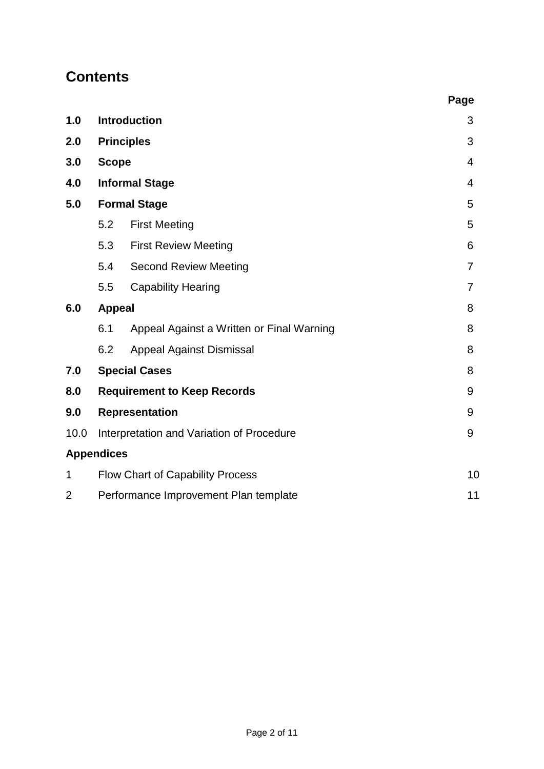## Contents

| | | | Page |
|---|---|---|---|
| **1.0** | **Introduction** | | 3 |
| **2.0** | **Principles** | | 3 |
| **3.0** | **Scope** | | 4 |
| **4.0** | **Informal Stage** | | 4 |
| **5.0** | **Formal Stage** | | 5 |
| | 5.2 | First Meeting | 5 |
| | 5.3 | First Review Meeting | 6 |
| | 5.4 | Second Review Meeting | 7 |
| | 5.5 | Capability Hearing | 7 |
| **6.0** | **Appeal** | | 8 |
| | 6.1 | Appeal Against a Written or Final Warning | 8 |
| | 6.2 | Appeal Against Dismissal | 8 |
| **7.0** | **Special Cases** | | 8 |
| **8.0** | **Requirement to Keep Records** | | 9 |
| **9.0** | **Representation** | | 9 |
| 10.0 | Interpretation and Variation of Procedure | | 9 |
| **Appendices** | | | |
| 1 | Flow Chart of Capability Process | | 10 |
| 2 | Performance Improvement Plan template | | 11 |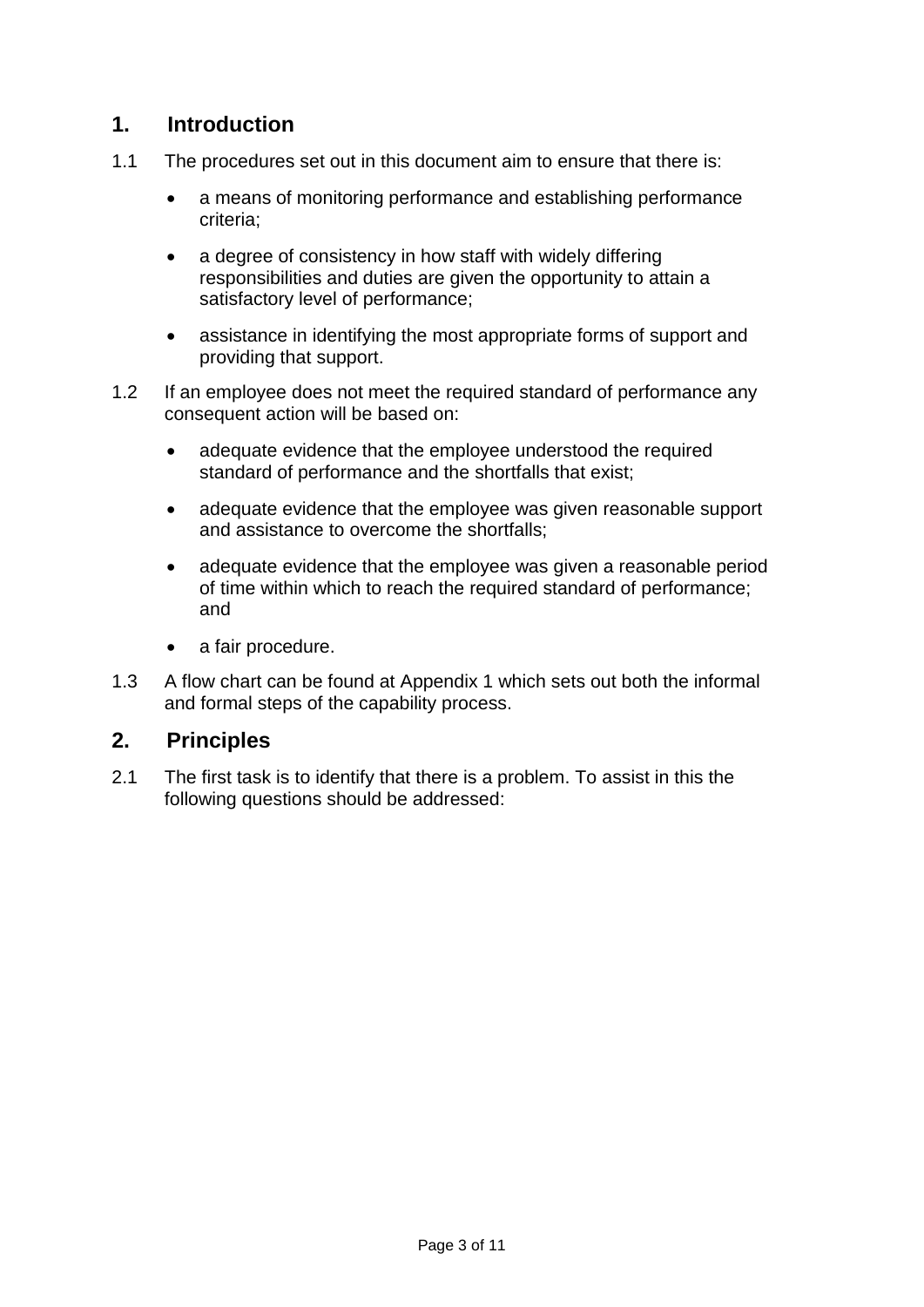## 1. Introduction

1.1 The procedures set out in this document aim to ensure that there is:

- a means of monitoring performance and establishing performance criteria;
- a degree of consistency in how staff with widely differing responsibilities and duties are given the opportunity to attain a satisfactory level of performance;
- assistance in identifying the most appropriate forms of support and providing that support.

1.2 If an employee does not meet the required standard of performance any consequent action will be based on:

- adequate evidence that the employee understood the required standard of performance and the shortfalls that exist;
- adequate evidence that the employee was given reasonable support and assistance to overcome the shortfalls;
- adequate evidence that the employee was given a reasonable period of time within which to reach the required standard of performance; and
- a fair procedure.

1.3 A flow chart can be found at Appendix 1 which sets out both the informal and formal steps of the capability process.

## 2. Principles

2.1 The first task is to identify that there is a problem. To assist in this the following questions should be addressed: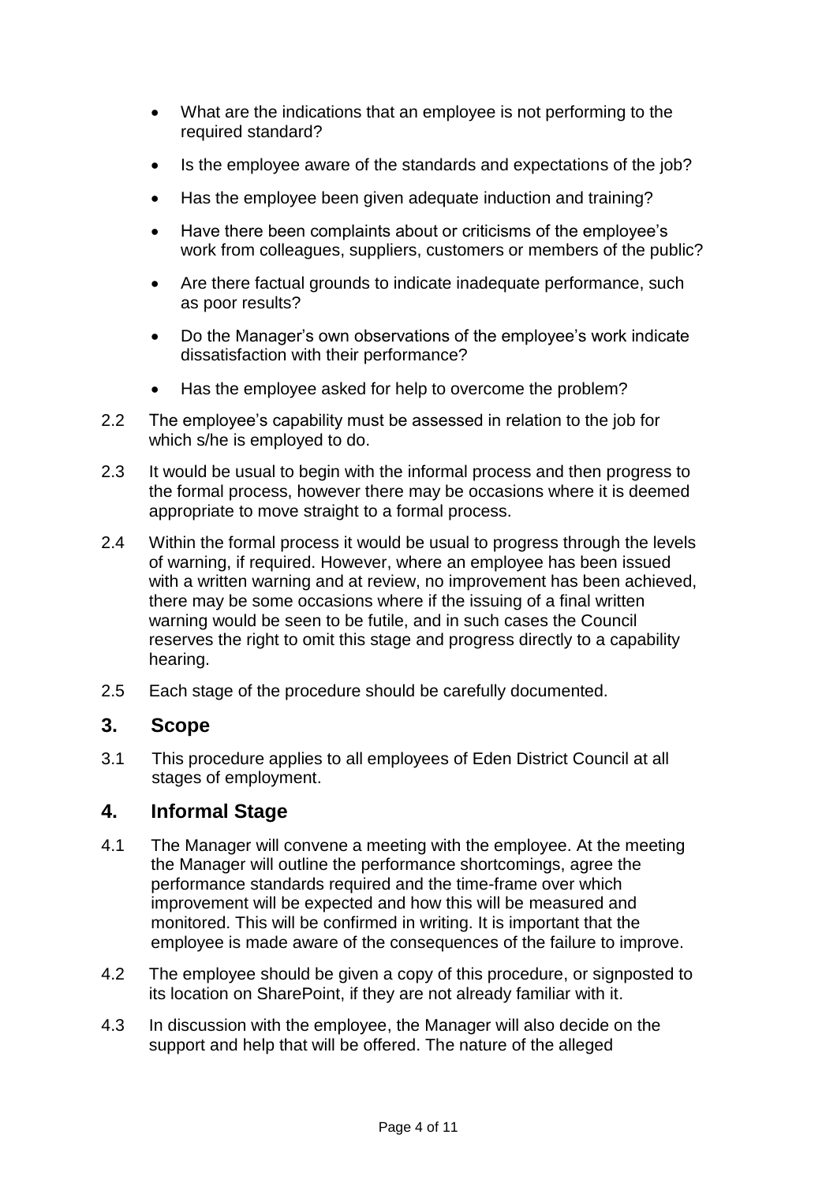- What are the indications that an employee is not performing to the required standard?
- Is the employee aware of the standards and expectations of the job?
- Has the employee been given adequate induction and training?
- Have there been complaints about or criticisms of the employee's work from colleagues, suppliers, customers or members of the public?
- Are there factual grounds to indicate inadequate performance, such as poor results?
- Do the Manager's own observations of the employee's work indicate dissatisfaction with their performance?
- Has the employee asked for help to overcome the problem?

2.2 The employee's capability must be assessed in relation to the job for which s/he is employed to do.

2.3 It would be usual to begin with the informal process and then progress to the formal process, however there may be occasions where it is deemed appropriate to move straight to a formal process.

2.4 Within the formal process it would be usual to progress through the levels of warning, if required. However, where an employee has been issued with a written warning and at review, no improvement has been achieved, there may be some occasions where if the issuing of a final written warning would be seen to be futile, and in such cases the Council reserves the right to omit this stage and progress directly to a capability hearing.

2.5 Each stage of the procedure should be carefully documented.

## 3. Scope

3.1 This procedure applies to all employees of Eden District Council at all stages of employment.

## 4. Informal Stage

4.1 The Manager will convene a meeting with the employee. At the meeting the Manager will outline the performance shortcomings, agree the performance standards required and the time-frame over which improvement will be expected and how this will be measured and monitored. This will be confirmed in writing. It is important that the employee is made aware of the consequences of the failure to improve.

4.2 The employee should be given a copy of this procedure, or signposted to its location on SharePoint, if they are not already familiar with it.

4.3 In discussion with the employee, the Manager will also decide on the support and help that will be offered. The nature of the alleged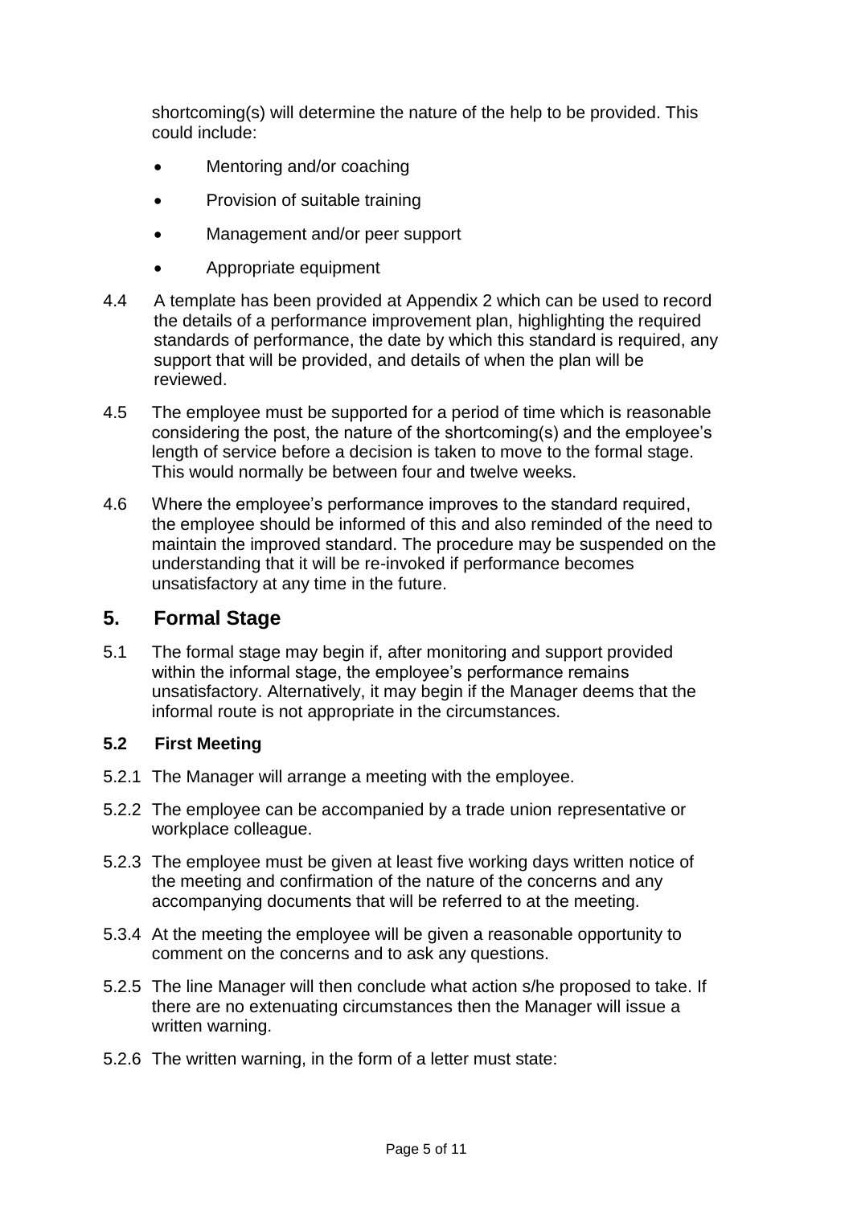shortcoming(s) will determine the nature of the help to be provided. This could include:

- Mentoring and/or coaching
- Provision of suitable training
- Management and/or peer support
- Appropriate equipment

4.4 A template has been provided at Appendix 2 which can be used to record the details of a performance improvement plan, highlighting the required standards of performance, the date by which this standard is required, any support that will be provided, and details of when the plan will be reviewed.

4.5 The employee must be supported for a period of time which is reasonable considering the post, the nature of the shortcoming(s) and the employee's length of service before a decision is taken to move to the formal stage. This would normally be between four and twelve weeks.

4.6 Where the employee's performance improves to the standard required, the employee should be informed of this and also reminded of the need to maintain the improved standard. The procedure may be suspended on the understanding that it will be re-invoked if performance becomes unsatisfactory at any time in the future.

## 5. Formal Stage

5.1 The formal stage may begin if, after monitoring and support provided within the informal stage, the employee's performance remains unsatisfactory. Alternatively, it may begin if the Manager deems that the informal route is not appropriate in the circumstances.

### 5.2 First Meeting

5.2.1 The Manager will arrange a meeting with the employee.

5.2.2 The employee can be accompanied by a trade union representative or workplace colleague.

5.2.3 The employee must be given at least five working days written notice of the meeting and confirmation of the nature of the concerns and any accompanying documents that will be referred to at the meeting.

5.3.4 At the meeting the employee will be given a reasonable opportunity to comment on the concerns and to ask any questions.

5.2.5 The line Manager will then conclude what action s/he proposed to take. If there are no extenuating circumstances then the Manager will issue a written warning.

5.2.6 The written warning, in the form of a letter must state: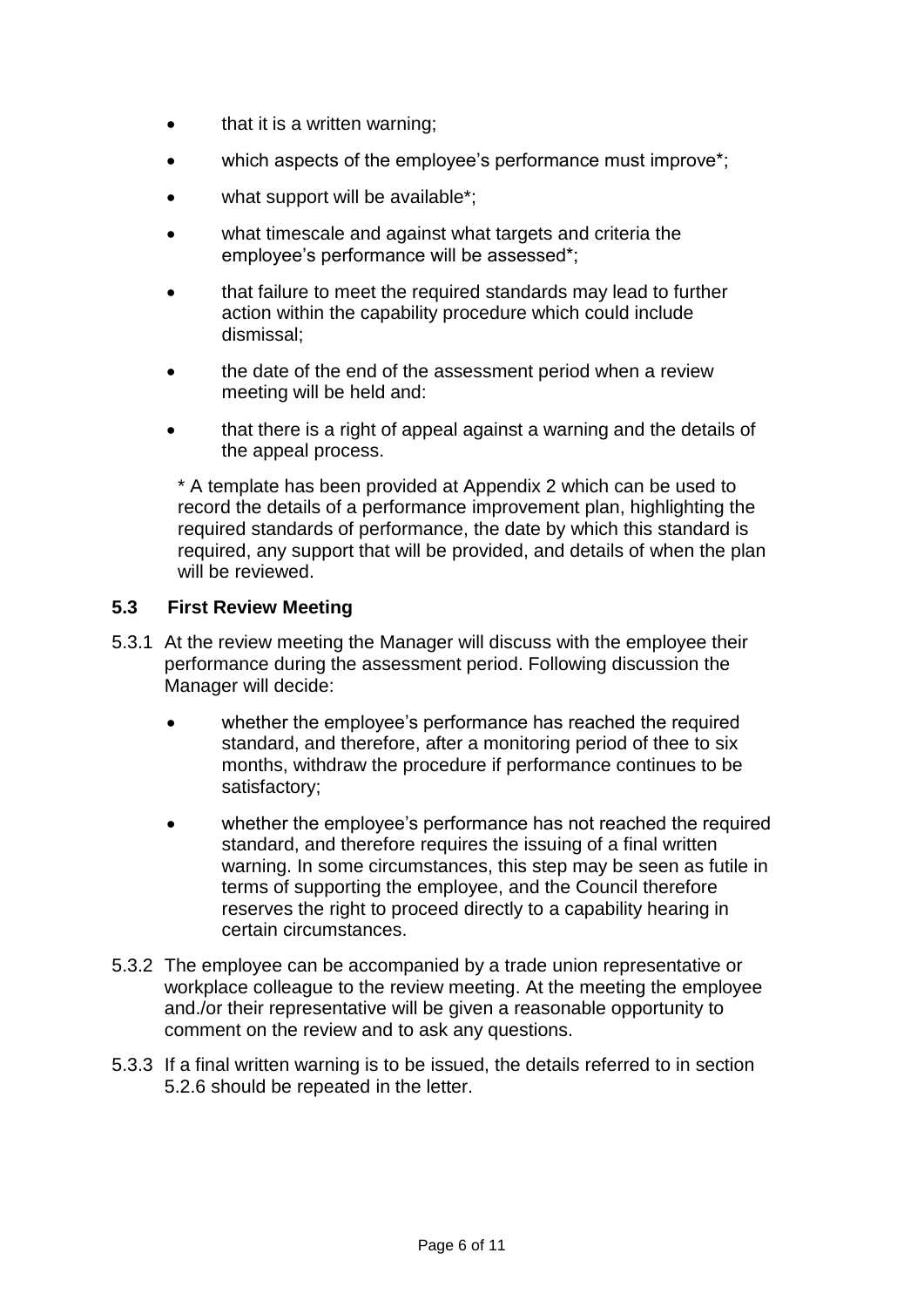- that it is a written warning;
- which aspects of the employee's performance must improve*;
- what support will be available*;
- what timescale and against what targets and criteria the employee's performance will be assessed*;
- that failure to meet the required standards may lead to further action within the capability procedure which could include dismissal;
- the date of the end of the assessment period when a review meeting will be held and:
- that there is a right of appeal against a warning and the details of the appeal process.

\* A template has been provided at Appendix 2 which can be used to record the details of a performance improvement plan, highlighting the required standards of performance, the date by which this standard is required, any support that will be provided, and details of when the plan will be reviewed.

### 5.3 First Review Meeting

5.3.1 At the review meeting the Manager will discuss with the employee their performance during the assessment period. Following discussion the Manager will decide:

- whether the employee's performance has reached the required standard, and therefore, after a monitoring period of thee to six months, withdraw the procedure if performance continues to be satisfactory;
- whether the employee's performance has not reached the required standard, and therefore requires the issuing of a final written warning. In some circumstances, this step may be seen as futile in terms of supporting the employee, and the Council therefore reserves the right to proceed directly to a capability hearing in certain circumstances.

5.3.2 The employee can be accompanied by a trade union representative or workplace colleague to the review meeting. At the meeting the employee and./or their representative will be given a reasonable opportunity to comment on the review and to ask any questions.

5.3.3 If a final written warning is to be issued, the details referred to in section 5.2.6 should be repeated in the letter.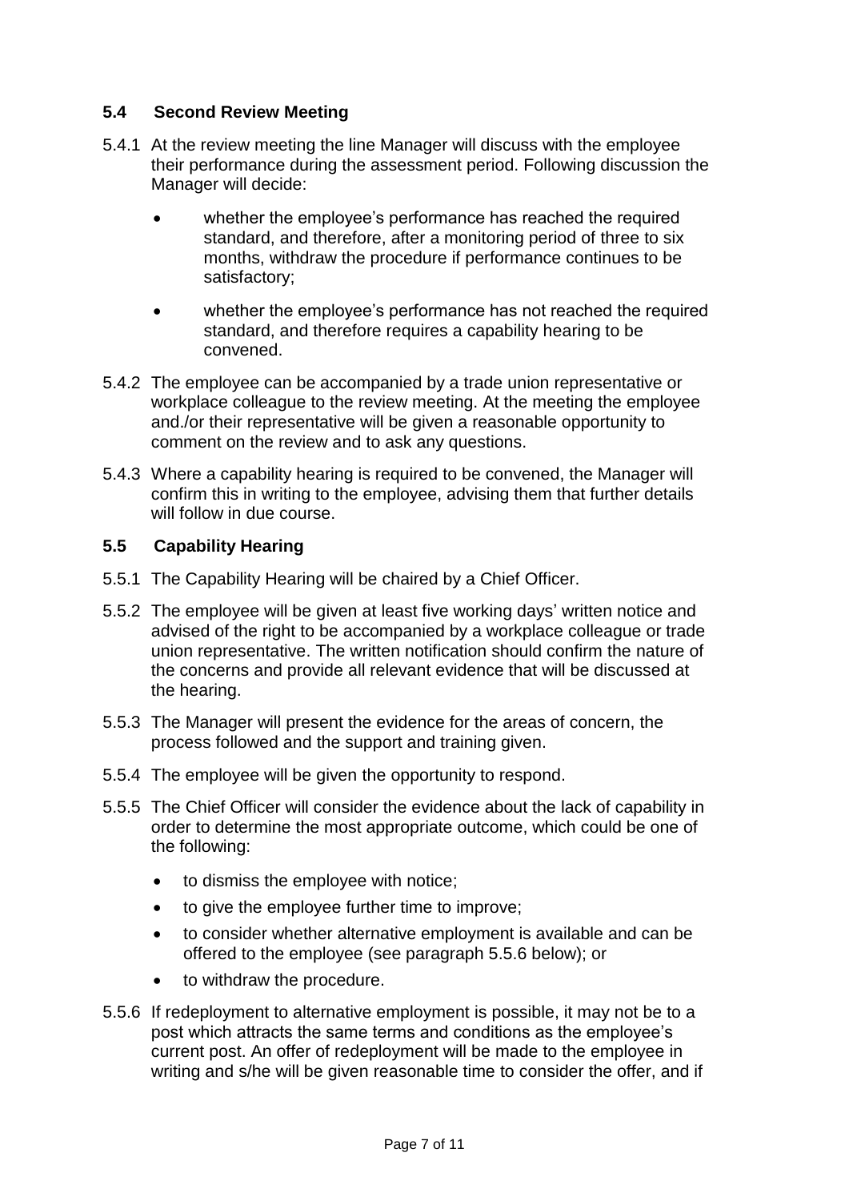## 5.4 Second Review Meeting

5.4.1 At the review meeting the line Manager will discuss with the employee their performance during the assessment period. Following discussion the Manager will decide:

- whether the employee's performance has reached the required standard, and therefore, after a monitoring period of three to six months, withdraw the procedure if performance continues to be satisfactory;
- whether the employee's performance has not reached the required standard, and therefore requires a capability hearing to be convened.

5.4.2 The employee can be accompanied by a trade union representative or workplace colleague to the review meeting. At the meeting the employee and./or their representative will be given a reasonable opportunity to comment on the review and to ask any questions.

5.4.3 Where a capability hearing is required to be convened, the Manager will confirm this in writing to the employee, advising them that further details will follow in due course.

## 5.5 Capability Hearing

5.5.1 The Capability Hearing will be chaired by a Chief Officer.

5.5.2 The employee will be given at least five working days' written notice and advised of the right to be accompanied by a workplace colleague or trade union representative. The written notification should confirm the nature of the concerns and provide all relevant evidence that will be discussed at the hearing.

5.5.3 The Manager will present the evidence for the areas of concern, the process followed and the support and training given.

5.5.4 The employee will be given the opportunity to respond.

5.5.5 The Chief Officer will consider the evidence about the lack of capability in order to determine the most appropriate outcome, which could be one of the following:

- to dismiss the employee with notice;
- to give the employee further time to improve;
- to consider whether alternative employment is available and can be offered to the employee (see paragraph 5.5.6 below); or
- to withdraw the procedure.

5.5.6 If redeployment to alternative employment is possible, it may not be to a post which attracts the same terms and conditions as the employee's current post. An offer of redeployment will be made to the employee in writing and s/he will be given reasonable time to consider the offer, and if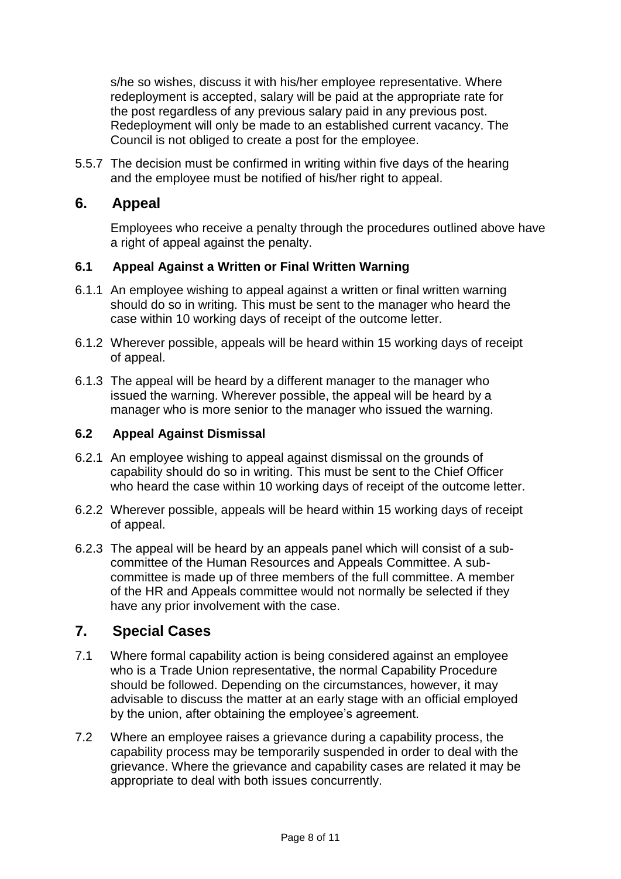s/he so wishes, discuss it with his/her employee representative. Where redeployment is accepted, salary will be paid at the appropriate rate for the post regardless of any previous salary paid in any previous post. Redeployment will only be made to an established current vacancy. The Council is not obliged to create a post for the employee.

5.5.7 The decision must be confirmed in writing within five days of the hearing and the employee must be notified of his/her right to appeal.

## 6. Appeal

Employees who receive a penalty through the procedures outlined above have a right of appeal against the penalty.

### 6.1 Appeal Against a Written or Final Written Warning

6.1.1 An employee wishing to appeal against a written or final written warning should do so in writing. This must be sent to the manager who heard the case within 10 working days of receipt of the outcome letter.

6.1.2 Wherever possible, appeals will be heard within 15 working days of receipt of appeal.

6.1.3 The appeal will be heard by a different manager to the manager who issued the warning. Wherever possible, the appeal will be heard by a manager who is more senior to the manager who issued the warning.

### 6.2 Appeal Against Dismissal

6.2.1 An employee wishing to appeal against dismissal on the grounds of capability should do so in writing. This must be sent to the Chief Officer who heard the case within 10 working days of receipt of the outcome letter.

6.2.2 Wherever possible, appeals will be heard within 15 working days of receipt of appeal.

6.2.3 The appeal will be heard by an appeals panel which will consist of a sub-committee of the Human Resources and Appeals Committee. A sub-committee is made up of three members of the full committee. A member of the HR and Appeals committee would not normally be selected if they have any prior involvement with the case.

## 7. Special Cases

7.1 Where formal capability action is being considered against an employee who is a Trade Union representative, the normal Capability Procedure should be followed. Depending on the circumstances, however, it may advisable to discuss the matter at an early stage with an official employed by the union, after obtaining the employee's agreement.

7.2 Where an employee raises a grievance during a capability process, the capability process may be temporarily suspended in order to deal with the grievance. Where the grievance and capability cases are related it may be appropriate to deal with both issues concurrently.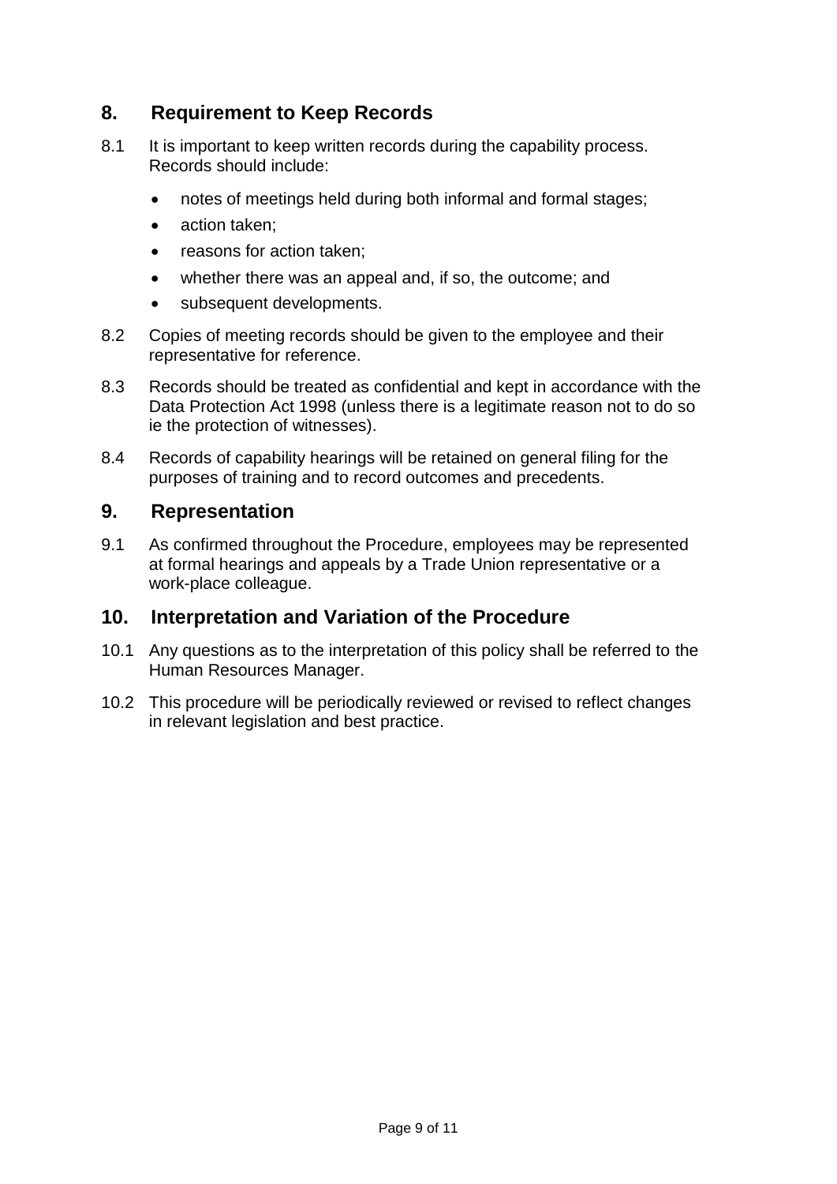## 8. Requirement to Keep Records

8.1 It is important to keep written records during the capability process. Records should include:

- notes of meetings held during both informal and formal stages;
- action taken;
- reasons for action taken;
- whether there was an appeal and, if so, the outcome; and
- subsequent developments.

8.2 Copies of meeting records should be given to the employee and their representative for reference.

8.3 Records should be treated as confidential and kept in accordance with the Data Protection Act 1998 (unless there is a legitimate reason not to do so ie the protection of witnesses).

8.4 Records of capability hearings will be retained on general filing for the purposes of training and to record outcomes and precedents.

## 9. Representation

9.1 As confirmed throughout the Procedure, employees may be represented at formal hearings and appeals by a Trade Union representative or a work-place colleague.

## 10. Interpretation and Variation of the Procedure

10.1 Any questions as to the interpretation of this policy shall be referred to the Human Resources Manager.

10.2 This procedure will be periodically reviewed or revised to reflect changes in relevant legislation and best practice.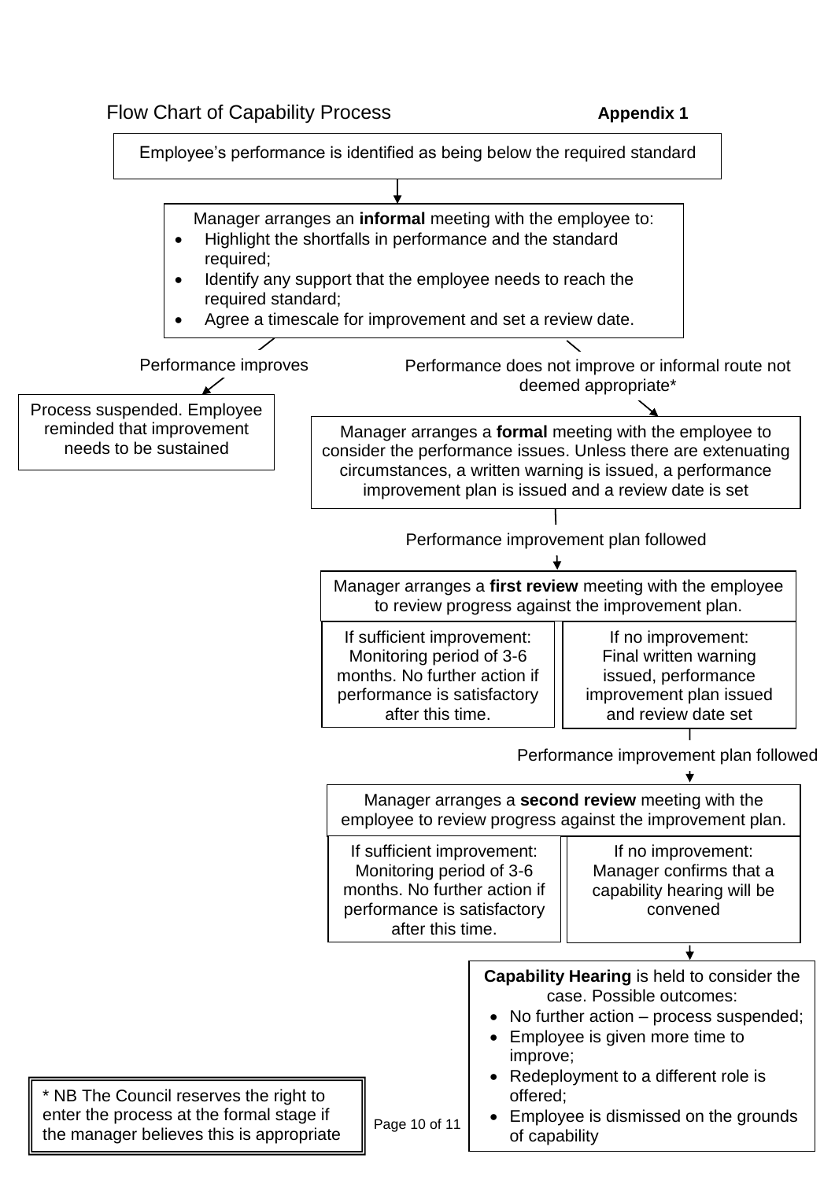# Flow Chart of Capability Process

**Appendix 1**

Employee's performance is identified as being below the required standard

↓

Manager arranges an **informal** meeting with the employee to:

- Highlight the shortfalls in performance and the standard required;
- Identify any support that the employee needs to reach the required standard;
- Agree a timescale for improvement and set a review date.

**Performance improves** →

Process suspended. Employee reminded that improvement needs to be sustained

**Performance does not improve or informal route not deemed appropriate*** →

Manager arranges a **formal** meeting with the employee to consider the performance issues. Unless there are extenuating circumstances, a written warning is issued, a performance improvement plan is issued and a review date is set

Performance improvement plan followed

↓

Manager arranges a **first review** meeting with the employee to review progress against the improvement plan.

| If sufficient improvement: | If no improvement: |
|---|---|
| Monitoring period of 3-6 months. No further action if performance is satisfactory after this time. | Final written warning issued, performance improvement plan issued and review date set |

Performance improvement plan followed

↓

Manager arranges a **second review** meeting with the employee to review progress against the improvement plan.

| If sufficient improvement: | If no improvement: |
|---|---|
| Monitoring period of 3-6 months. No further action if performance is satisfactory after this time. | Manager confirms that a capability hearing will be convened |

↓

**Capability Hearing** is held to consider the case. Possible outcomes:

- No further action – process suspended;
- Employee is given more time to improve;
- Redeployment to a different role is offered;
- Employee is dismissed on the grounds of capability

\* NB The Council reserves the right to enter the process at the formal stage if the manager believes this is appropriate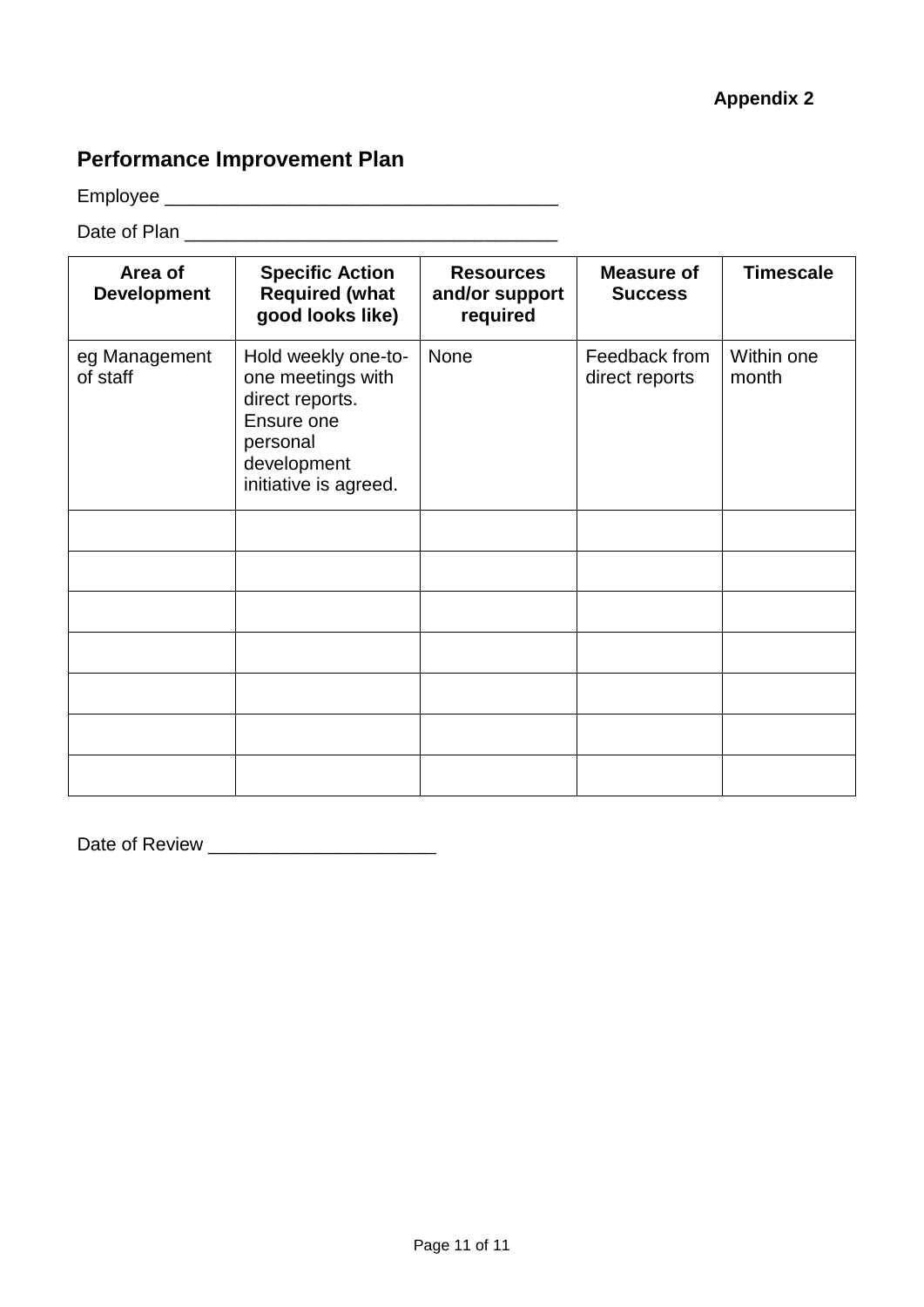**Appendix 2**

## Performance Improvement Plan

Employee ______________________________________

Date of Plan ____________________________________

| Area of Development | Specific Action Required (what good looks like) | Resources and/or support required | Measure of Success | Timescale |
|---|---|---|---|---|
| eg Management of staff | Hold weekly one-to-one meetings with direct reports. Ensure one personal development initiative is agreed. | None | Feedback from direct reports | Within one month |
| | | | | |
| | | | | |
| | | | | |
| | | | | |
| | | | | |
| | | | | |
| | | | | |

Date of Review ______________________